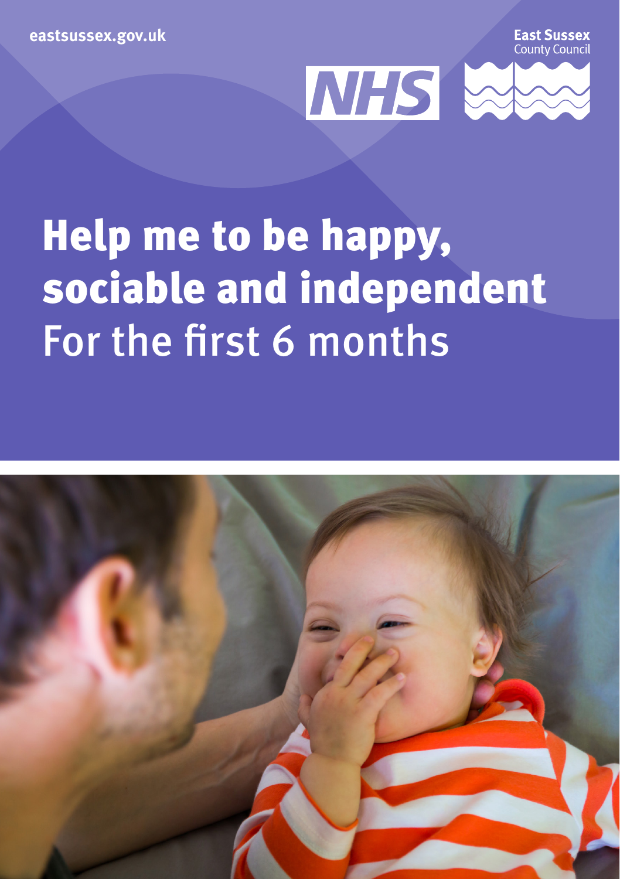eastsussex.gov.uk

East Sussex County Council

NHS

# Help me to be happy, sociable and independent

For the first 6 months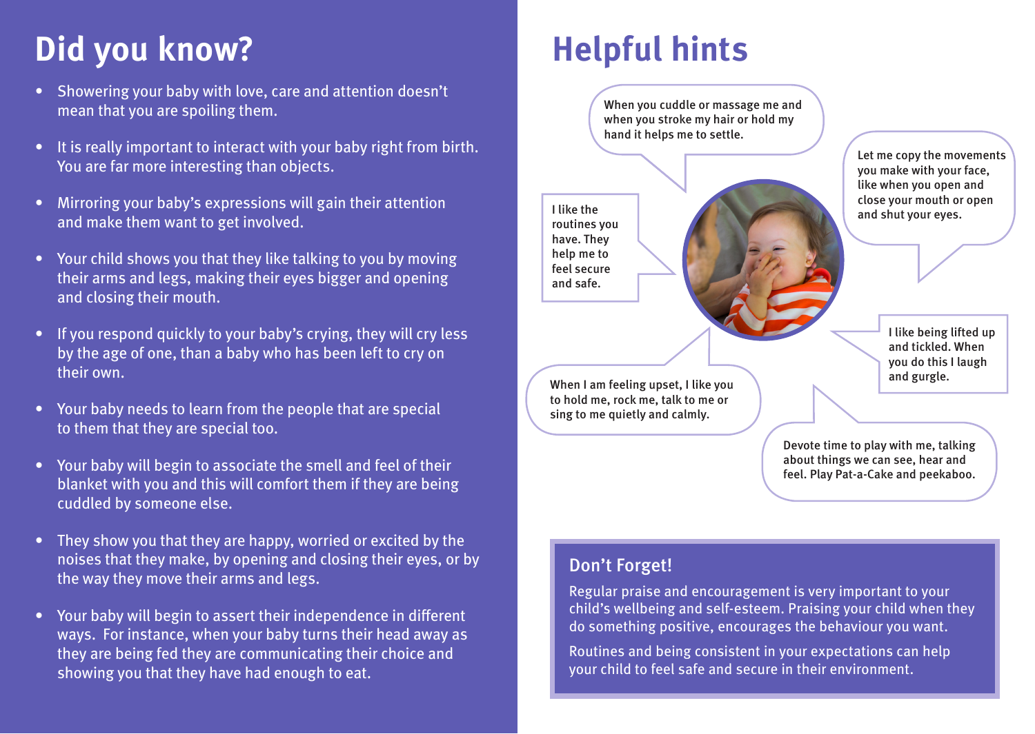# Did you know?

- Showering your baby with love, care and attention doesn't mean that you are spoiling them.
- It is really important to interact with your baby right from birth. You are far more interesting than objects.
- Mirroring your baby's expressions will gain their attention and make them want to get involved.
- Your child shows you that they like talking to you by moving their arms and legs, making their eyes bigger and opening and closing their mouth.
- If you respond quickly to your baby's crying, they will cry less by the age of one, than a baby who has been left to cry on their own.
- Your baby needs to learn from the people that are special to them that they are special too.
- Your baby will begin to associate the smell and feel of their blanket with you and this will comfort them if they are being cuddled by someone else.
- They show you that they are happy, worried or excited by the noises that they make, by opening and closing their eyes, or by the way they move their arms and legs.
- Your baby will begin to assert their independence in different ways. For instance, when your baby turns their head away as they are being fed they are communicating their choice and showing you that they have had enough to eat.

# Helpful hints

When you cuddle or massage me and when you stroke my hair or hold my hand it helps me to settle.

Let me copy the movements you make with your face, like when you open and close your mouth or open and shut your eyes.

I like the routines you have. They help me to feel secure and safe.

I like being lifted up and tickled. When you do this I laugh and gurgle.

When I am feeling upset, I like you to hold me, rock me, talk to me or sing to me quietly and calmly.

Devote time to play with me, talking about things we can see, hear and feel. Play Pat-a-Cake and peekaboo.

## Don't Forget!

Regular praise and encouragement is very important to your child's wellbeing and self-esteem. Praising your child when they do something positive, encourages the behaviour you want.

Routines and being consistent in your expectations can help your child to feel safe and secure in their environment.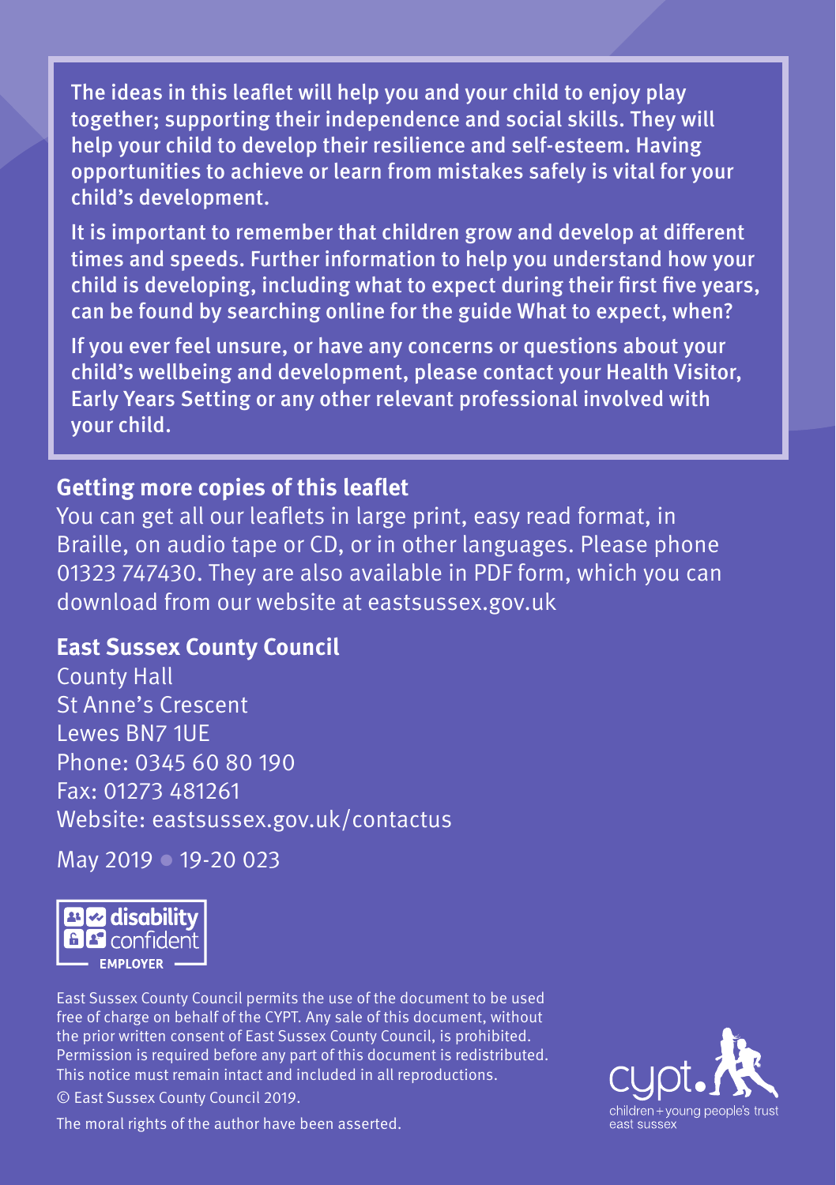The ideas in this leaflet will help you and your child to enjoy play together; supporting their independence and social skills. They will help your child to develop their resilience and self-esteem. Having opportunities to achieve or learn from mistakes safely is vital for your child's development.

It is important to remember that children grow and develop at different times and speeds. Further information to help you understand how your child is developing, including what to expect during their first five years, can be found by searching online for the guide What to expect, when?

If you ever feel unsure, or have any concerns or questions about your child's wellbeing and development, please contact your Health Visitor, Early Years Setting or any other relevant professional involved with your child.

## Getting more copies of this leaflet

You can get all our leaflets in large print, easy read format, in Braille, on audio tape or CD, or in other languages. Please phone 01323 747430. They are also available in PDF form, which you can download from our website at eastsussex.gov.uk

## East Sussex County Council

County Hall
St Anne's Crescent
Lewes BN7 1UE
Phone: 0345 60 80 190
Fax: 01273 481261
Website: eastsussex.gov.uk/contactus

May 2019 • 19-20 023

disability confident EMPLOYER

East Sussex County Council permits the use of the document to be used free of charge on behalf of the CYPT. Any sale of this document, without the prior written consent of East Sussex County Council, is prohibited. Permission is required before any part of this document is redistributed. This notice must remain intact and included in all reproductions.

© East Sussex County Council 2019.

The moral rights of the author have been asserted.

cypt. children + young people's trust east sussex